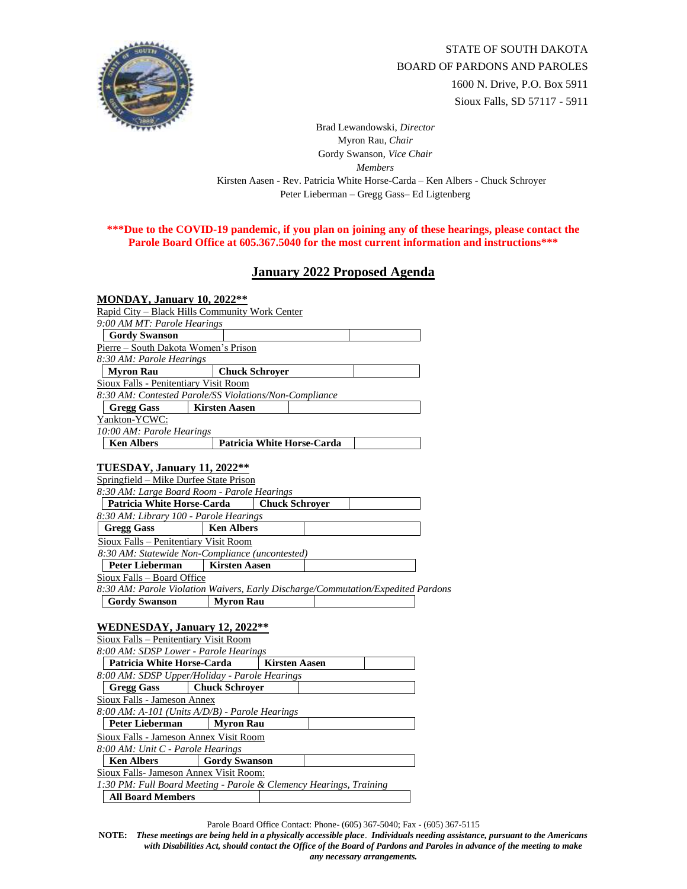STATE OF SOUTH DAKOTA
BOARD OF PARDONS AND PAROLES
1600 N. Drive, P.O. Box 5911
Sioux Falls, SD 57117 - 5911

Brad Lewandowski, *Director*
Myron Rau, *Chair*
Gordy Swanson, *Vice Chair*
*Members*
Kirsten Aasen - Rev. Patricia White Horse-Carda – Ken Albers - Chuck Schroyer
Peter Lieberman – Gregg Gass– Ed Ligtenberg

**\*\*\*Due to the COVID-19 pandemic, if you plan on joining any of these hearings, please contact the Parole Board Office at 605.367.5040 for the most current information and instructions\*\*\***

# January 2022 Proposed Agenda

## MONDAY, January 10, 2022**

Rapid City – Black Hills Community Work Center
*9:00 AM MT: Parole Hearings*

| **Gordy Swanson** | | |
|---|---|---|

Pierre – South Dakota Women's Prison
*8:30 AM: Parole Hearings*

| **Myron Rau** | **Chuck Schroyer** | |
|---|---|---|

Sioux Falls - Penitentiary Visit Room
*8:30 AM: Contested Parole/SS Violations/Non-Compliance*

| **Gregg Gass** | **Kirsten Aasen** | |
|---|---|---|

Yankton-YCWC:
*10:00 AM: Parole Hearings*

| **Ken Albers** | **Patricia White Horse-Carda** | |
|---|---|---|

## TUESDAY, January 11, 2022**

Springfield – Mike Durfee State Prison
*8:30 AM: Large Board Room - Parole Hearings*

| **Patricia White Horse-Carda** | **Chuck Schroyer** | |
|---|---|---|

*8:30 AM: Library 100 - Parole Hearings*

| **Gregg Gass** | **Ken Albers** | |
|---|---|---|

Sioux Falls – Penitentiary Visit Room
*8:30 AM: Statewide Non-Compliance (uncontested)*

| **Peter Lieberman** | **Kirsten Aasen** | |
|---|---|---|

Sioux Falls – Board Office
*8:30 AM: Parole Violation Waivers, Early Discharge/Commutation/Expedited Pardons*

| **Gordy Swanson** | **Myron Rau** | |
|---|---|---|

## WEDNESDAY, January 12, 2022**

Sioux Falls – Penitentiary Visit Room
*8:00 AM: SDSP Lower - Parole Hearings*

| **Patricia White Horse-Carda** | **Kirsten Aasen** | |
|---|---|---|

*8:00 AM: SDSP Upper/Holiday - Parole Hearings*

| **Gregg Gass** | **Chuck Schroyer** | |
|---|---|---|

Sioux Falls - Jameson Annex
*8:00 AM: A-101 (Units A/D/B) - Parole Hearings*

| **Peter Lieberman** | **Myron Rau** | |
|---|---|---|

Sioux Falls - Jameson Annex Visit Room
*8:00 AM: Unit C - Parole Hearings*

| **Ken Albers** | **Gordy Swanson** | |
|---|---|---|

Sioux Falls- Jameson Annex Visit Room:
*1:30 PM: Full Board Meeting - Parole & Clemency Hearings, Training*

| **All Board Members** | |
|---|---|

Parole Board Office Contact: Phone- (605) 367-5040; Fax - (605) 367-5115

**NOTE:** ***These meetings are being held in a physically accessible place. Individuals needing assistance, pursuant to the Americans with Disabilities Act, should contact the Office of the Board of Pardons and Paroles in advance of the meeting to make any necessary arrangements.***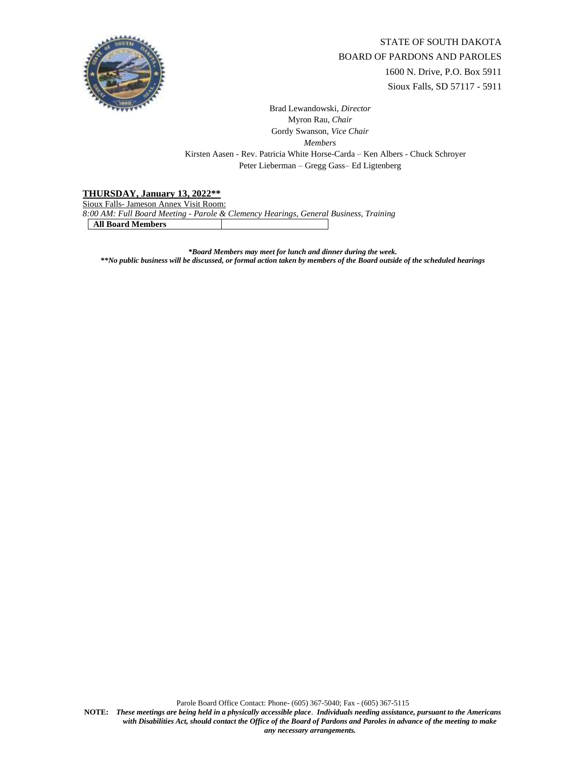STATE OF SOUTH DAKOTA
BOARD OF PARDONS AND PAROLES
1600 N. Drive, P.O. Box 5911
Sioux Falls, SD 57117 - 5911

Brad Lewandowski, *Director*
Myron Rau, *Chair*
Gordy Swanson, *Vice Chair*
*Members*
Kirsten Aasen - Rev. Patricia White Horse-Carda – Ken Albers - Chuck Schroyer
Peter Lieberman – Gregg Gass– Ed Ligtenberg

**THURSDAY, January 13, 2022****

Sioux Falls- Jameson Annex Visit Room:

*8:00 AM: Full Board Meeting - Parole & Clemency Hearings, General Business, Training*

| | |
|---|---|
| **All Board Members** | |

***Board Members may meet for lunch and dinner during the week.***

*****No public business will be discussed, or formal action taken by members of the Board outside of the scheduled hearings***

Parole Board Office Contact: Phone- (605) 367-5040; Fax - (605) 367-5115

**NOTE:** ***These meetings are being held in a physically accessible place. Individuals needing assistance, pursuant to the Americans with Disabilities Act, should contact the Office of the Board of Pardons and Paroles in advance of the meeting to make any necessary arrangements.***